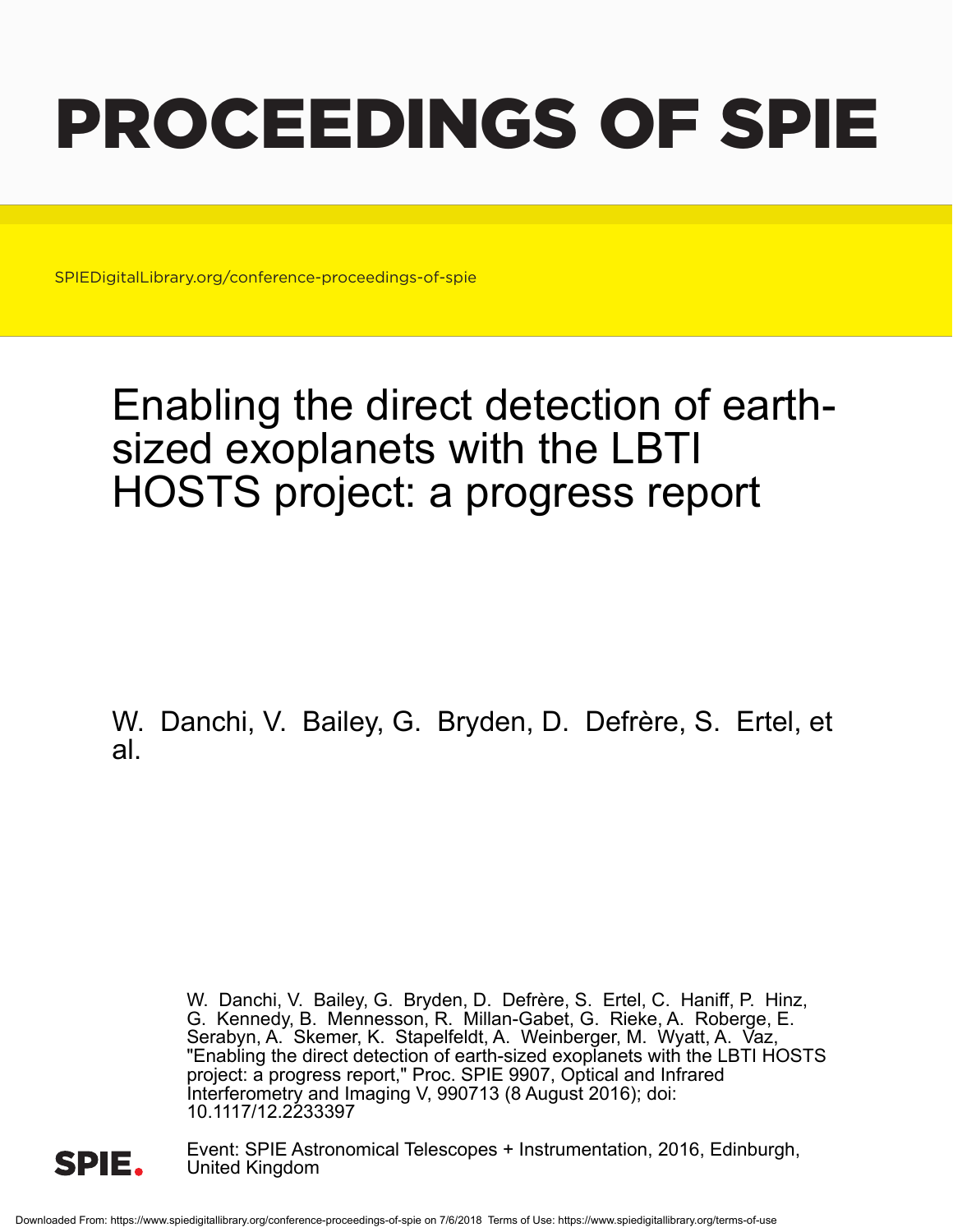# PROCEEDINGS OF SPIE

SPIEDigitalLibrary.org/conference-proceedings-of-spie

# Enabling the direct detection of earth-sized exoplanets with the LBTI HOSTS project: a progress report

W. Danchi, V. Bailey, G. Bryden, D. Defrère, S. Ertel, et al.

W. Danchi, V. Bailey, G. Bryden, D. Defrère, S. Ertel, C. Haniff, P. Hinz, G. Kennedy, B. Mennesson, R. Millan-Gabet, G. Rieke, A. Roberge, E. Serabyn, A. Skemer, K. Stapelfeldt, A. Weinberger, M. Wyatt, A. Vaz, "Enabling the direct detection of earth-sized exoplanets with the LBTI HOSTS project: a progress report," Proc. SPIE 9907, Optical and Infrared Interferometry and Imaging V, 990713 (8 August 2016); doi: 10.1117/12.2233397

Event: SPIE Astronomical Telescopes + Instrumentation, 2016, Edinburgh, United Kingdom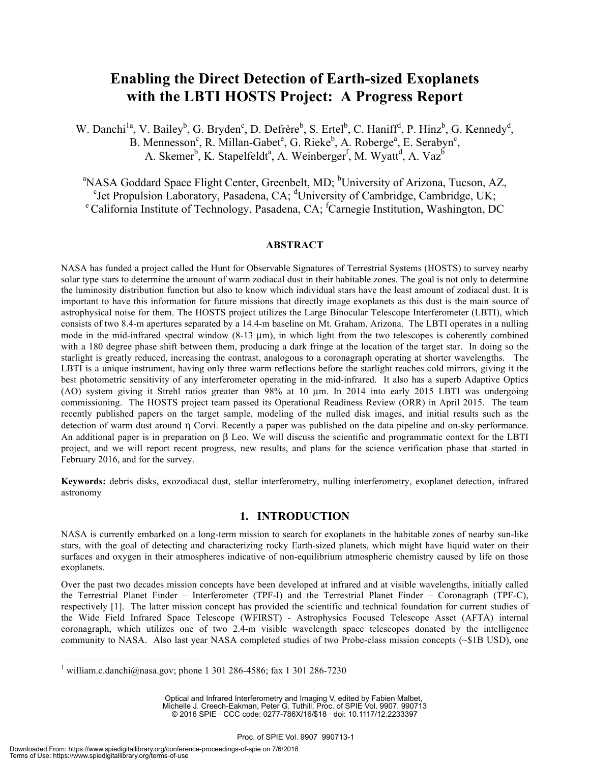# Enabling the Direct Detection of Earth-sized Exoplanets with the LBTI HOSTS Project: A Progress Report

W. Danchi[1a], V. Bailey[b], G. Bryden[c], D. Defrère[b], S. Ertel[b], C. Haniff[d], P. Hinz[b], G. Kennedy[d], B. Mennesson[c], R. Millan-Gabet[e], G. Rieke[b], A. Roberge[a], E. Serabyn[c], A. Skemer[b], K. Stapelfeldt[a], A. Weinberger[f], M. Wyatt[d], A. Vaz[b]

[a]NASA Goddard Space Flight Center, Greenbelt, MD; [b]University of Arizona, Tucson, AZ, [c]Jet Propulsion Laboratory, Pasadena, CA; [d]University of Cambridge, Cambridge, UK; [e] California Institute of Technology, Pasadena, CA; [f]Carnegie Institution, Washington, DC

## ABSTRACT

NASA has funded a project called the Hunt for Observable Signatures of Terrestrial Systems (HOSTS) to survey nearby solar type stars to determine the amount of warm zodiacal dust in their habitable zones. The goal is not only to determine the luminosity distribution function but also to know which individual stars have the least amount of zodiacal dust. It is important to have this information for future missions that directly image exoplanets as this dust is the main source of astrophysical noise for them. The HOSTS project utilizes the Large Binocular Telescope Interferometer (LBTI), which consists of two 8.4-m apertures separated by a 14.4-m baseline on Mt. Graham, Arizona. The LBTI operates in a nulling mode in the mid-infrared spectral window (8-13 μm), in which light from the two telescopes is coherently combined with a 180 degree phase shift between them, producing a dark fringe at the location of the target star. In doing so the starlight is greatly reduced, increasing the contrast, analogous to a coronagraph operating at shorter wavelengths. The LBTI is a unique instrument, having only three warm reflections before the starlight reaches cold mirrors, giving it the best photometric sensitivity of any interferometer operating in the mid-infrared. It also has a superb Adaptive Optics (AO) system giving it Strehl ratios greater than 98% at 10 μm. In 2014 into early 2015 LBTI was undergoing commissioning. The HOSTS project team passed its Operational Readiness Review (ORR) in April 2015. The team recently published papers on the target sample, modeling of the nulled disk images, and initial results such as the detection of warm dust around η Corvi. Recently a paper was published on the data pipeline and on-sky performance. An additional paper is in preparation on β Leo. We will discuss the scientific and programmatic context for the LBTI project, and we will report recent progress, new results, and plans for the science verification phase that started in February 2016, and for the survey.

**Keywords:** debris disks, exozodiacal dust, stellar interferometry, nulling interferometry, exoplanet detection, infrared astronomy

## 1. INTRODUCTION

NASA is currently embarked on a long-term mission to search for exoplanets in the habitable zones of nearby sun-like stars, with the goal of detecting and characterizing rocky Earth-sized planets, which might have liquid water on their surfaces and oxygen in their atmospheres indicative of non-equilibrium atmospheric chemistry caused by life on those exoplanets.

Over the past two decades mission concepts have been developed at infrared and at visible wavelengths, initially called the Terrestrial Planet Finder – Interferometer (TPF-I) and the Terrestrial Planet Finder – Coronagraph (TPF-C), respectively [1]. The latter mission concept has provided the scientific and technical foundation for current studies of the Wide Field Infrared Space Telescope (WFIRST) - Astrophysics Focused Telescope Asset (AFTA) internal coronagraph, which utilizes one of two 2.4-m visible wavelength space telescopes donated by the intelligence community to NASA. Also last year NASA completed studies of two Probe-class mission concepts (~$1B USD), one

[1] william.c.danchi@nasa.gov; phone 1 301 286-4586; fax 1 301 286-7230

Optical and Infrared Interferometry and Imaging V, edited by Fabien Malbet, Michelle J. Creech-Eakman, Peter G. Tuthill, Proc. of SPIE Vol. 9907, 990713 © 2016 SPIE · CCC code: 0277-786X/16/$18 · doi: 10.1117/12.2233397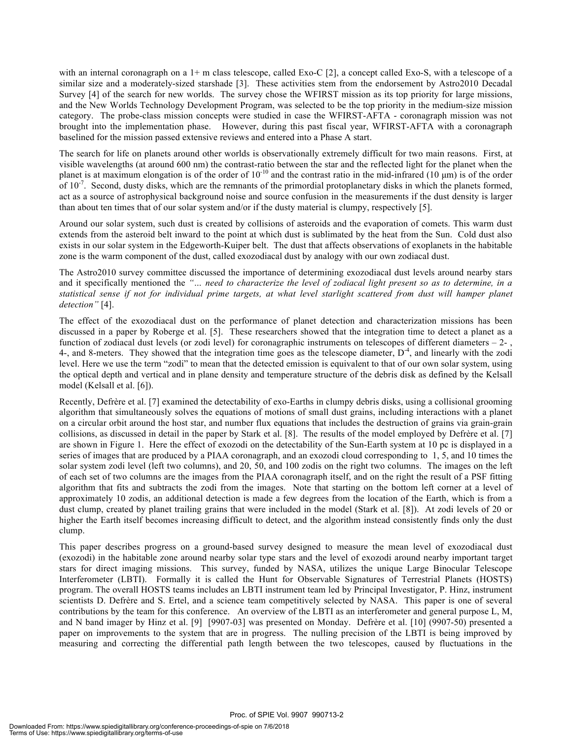with an internal coronagraph on a 1+ m class telescope, called Exo-C [2], a concept called Exo-S, with a telescope of a similar size and a moderately-sized starshade [3]. These activities stem from the endorsement by Astro2010 Decadal Survey [4] of the search for new worlds. The survey chose the WFIRST mission as its top priority for large missions, and the New Worlds Technology Development Program, was selected to be the top priority in the medium-size mission category. The probe-class mission concepts were studied in case the WFIRST-AFTA - coronagraph mission was not brought into the implementation phase. However, during this past fiscal year, WFIRST-AFTA with a coronagraph baselined for the mission passed extensive reviews and entered into a Phase A start.

The search for life on planets around other worlds is observationally extremely difficult for two main reasons. First, at visible wavelengths (at around 600 nm) the contrast-ratio between the star and the reflected light for the planet when the planet is at maximum elongation is of the order of $10^{-10}$ and the contrast ratio in the mid-infrared (10 μm) is of the order of $10^{-7}$. Second, dusty disks, which are the remnants of the primordial protoplanetary disks in which the planets formed, act as a source of astrophysical background noise and source confusion in the measurements if the dust density is larger than about ten times that of our solar system and/or if the dusty material is clumpy, respectively [5].

Around our solar system, such dust is created by collisions of asteroids and the evaporation of comets. This warm dust extends from the asteroid belt inward to the point at which dust is sublimated by the heat from the Sun. Cold dust also exists in our solar system in the Edgeworth-Kuiper belt. The dust that affects observations of exoplanets in the habitable zone is the warm component of the dust, called exozodiacal dust by analogy with our own zodiacal dust.

The Astro2010 survey committee discussed the importance of determining exozodiacal dust levels around nearby stars and it specifically mentioned the *"… need to characterize the level of zodiacal light present so as to determine, in a statistical sense if not for individual prime targets, at what level starlight scattered from dust will hamper planet detection"* [4].

The effect of the exozodiacal dust on the performance of planet detection and characterization missions has been discussed in a paper by Roberge et al. [5]. These researchers showed that the integration time to detect a planet as a function of zodiacal dust levels (or zodi level) for coronagraphic instruments on telescopes of different diameters – 2- , 4-, and 8-meters. They showed that the integration time goes as the telescope diameter, $D^{-4}$, and linearly with the zodi level. Here we use the term "zodi" to mean that the detected emission is equivalent to that of our own solar system, using the optical depth and vertical and in plane density and temperature structure of the debris disk as defined by the Kelsall model (Kelsall et al. [6]).

Recently, Defrère et al. [7] examined the detectability of exo-Earths in clumpy debris disks, using a collisional grooming algorithm that simultaneously solves the equations of motions of small dust grains, including interactions with a planet on a circular orbit around the host star, and number flux equations that includes the destruction of grains via grain-grain collisions, as discussed in detail in the paper by Stark et al. [8]. The results of the model employed by Defrère et al. [7] are shown in Figure 1. Here the effect of exozodi on the detectability of the Sun-Earth system at 10 pc is displayed in a series of images that are produced by a PIAA coronagraph, and an exozodi cloud corresponding to 1, 5, and 10 times the solar system zodi level (left two columns), and 20, 50, and 100 zodis on the right two columns. The images on the left of each set of two columns are the images from the PIAA coronagraph itself, and on the right the result of a PSF fitting algorithm that fits and subtracts the zodi from the images. Note that starting on the bottom left corner at a level of approximately 10 zodis, an additional detection is made a few degrees from the location of the Earth, which is from a dust clump, created by planet trailing grains that were included in the model (Stark et al. [8]). At zodi levels of 20 or higher the Earth itself becomes increasing difficult to detect, and the algorithm instead consistently finds only the dust clump.

This paper describes progress on a ground-based survey designed to measure the mean level of exozodiacal dust (exozodi) in the habitable zone around nearby solar type stars and the level of exozodi around nearby important target stars for direct imaging missions. This survey, funded by NASA, utilizes the unique Large Binocular Telescope Interferometer (LBTI). Formally it is called the Hunt for Observable Signatures of Terrestrial Planets (HOSTS) program. The overall HOSTS teams includes an LBTI instrument team led by Principal Investigator, P. Hinz, instrument scientists D. Defrère and S. Ertel, and a science team competitively selected by NASA. This paper is one of several contributions by the team for this conference. An overview of the LBTI as an interferometer and general purpose L, M, and N band imager by Hinz et al. [9] [9907-03] was presented on Monday. Defrère et al. [10] (9907-50) presented a paper on improvements to the system that are in progress. The nulling precision of the LBTI is being improved by measuring and correcting the differential path length between the two telescopes, caused by fluctuations in the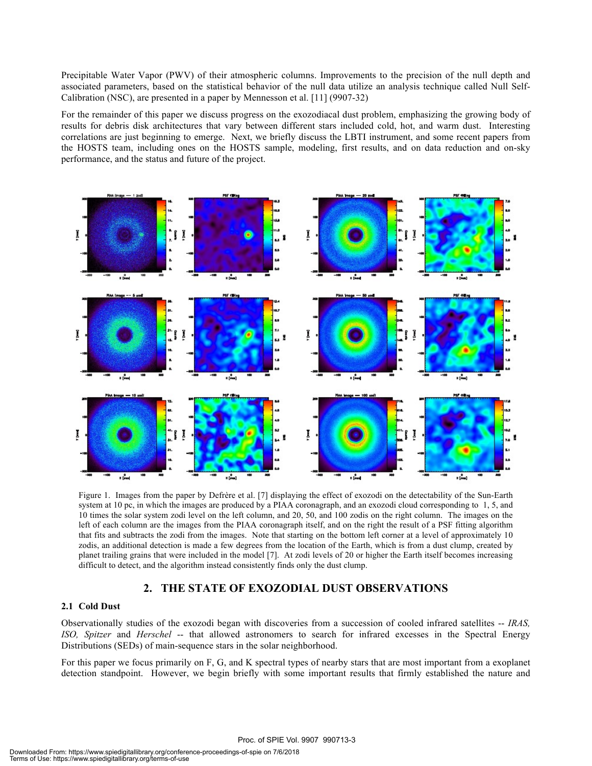Precipitable Water Vapor (PWV) of their atmospheric columns. Improvements to the precision of the null depth and associated parameters, based on the statistical behavior of the null data utilize an analysis technique called Null Self-Calibration (NSC), are presented in a paper by Mennesson et al. [11] (9907-32)

For the remainder of this paper we discuss progress on the exozodiacal dust problem, emphasizing the growing body of results for debris disk architectures that vary between different stars included cold, hot, and warm dust. Interesting correlations are just beginning to emerge. Next, we briefly discuss the LBTI instrument, and some recent papers from the HOSTS team, including ones on the HOSTS sample, modeling, first results, and on data reduction and on-sky performance, and the status and future of the project.

Figure 1. Images from the paper by Defrère et al. [7] displaying the effect of exozodi on the detectability of the Sun-Earth system at 10 pc, in which the images are produced by a PIAA coronagraph, and an exozodi cloud corresponding to 1, 5, and 10 times the solar system zodi level on the left column, and 20, 50, and 100 zodis on the right column. The images on the left of each column are the images from the PIAA coronagraph itself, and on the right the result of a PSF fitting algorithm that fits and subtracts the zodi from the images. Note that starting on the bottom left corner at a level of approximately 10 zodis, an additional detection is made a few degrees from the location of the Earth, which is from a dust clump, created by planet trailing grains that were included in the model [7]. At zodi levels of 20 or higher the Earth itself becomes increasing difficult to detect, and the algorithm instead consistently finds only the dust clump.

## 2. THE STATE OF EXOZODIAL DUST OBSERVATIONS

### 2.1 Cold Dust

Observationally studies of the exozodi began with discoveries from a succession of cooled infrared satellites -- *IRAS, ISO, Spitzer* and *Herschel* -- that allowed astronomers to search for infrared excesses in the Spectral Energy Distributions (SEDs) of main-sequence stars in the solar neighborhood.

For this paper we focus primarily on F, G, and K spectral types of nearby stars that are most important from a exoplanet detection standpoint. However, we begin briefly with some important results that firmly established the nature and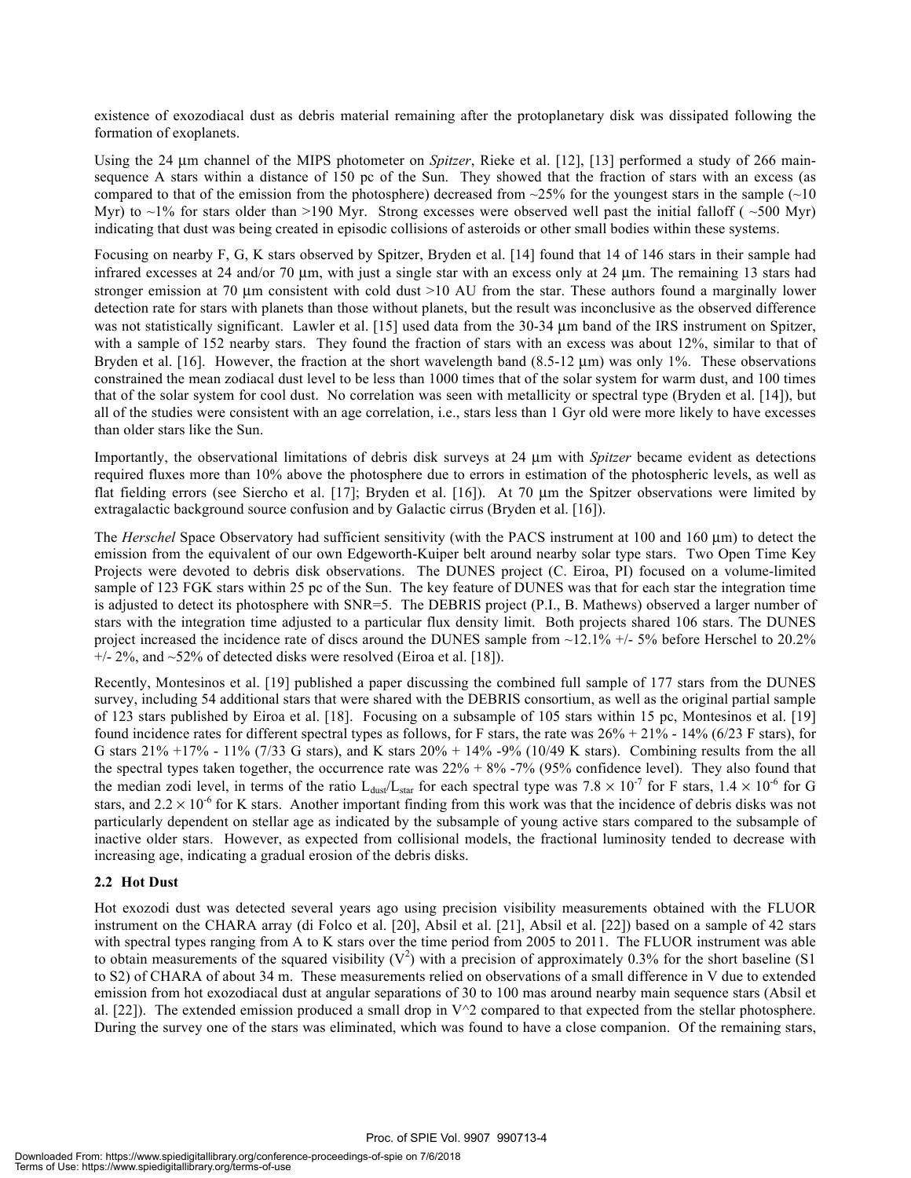existence of exozodiacal dust as debris material remaining after the protoplanetary disk was dissipated following the formation of exoplanets.

Using the 24 μm channel of the MIPS photometer on *Spitzer*, Rieke et al. [12], [13] performed a study of 266 main-sequence A stars within a distance of 150 pc of the Sun. They showed that the fraction of stars with an excess (as compared to that of the emission from the photosphere) decreased from ~25% for the youngest stars in the sample (~10 Myr) to ~1% for stars older than >190 Myr. Strong excesses were observed well past the initial falloff ( ~500 Myr) indicating that dust was being created in episodic collisions of asteroids or other small bodies within these systems.

Focusing on nearby F, G, K stars observed by Spitzer, Bryden et al. [14] found that 14 of 146 stars in their sample had infrared excesses at 24 and/or 70 μm, with just a single star with an excess only at 24 μm. The remaining 13 stars had stronger emission at 70 μm consistent with cold dust >10 AU from the star. These authors found a marginally lower detection rate for stars with planets than those without planets, but the result was inconclusive as the observed difference was not statistically significant. Lawler et al. [15] used data from the 30-34 μm band of the IRS instrument on Spitzer, with a sample of 152 nearby stars. They found the fraction of stars with an excess was about 12%, similar to that of Bryden et al. [16]. However, the fraction at the short wavelength band (8.5-12 μm) was only 1%. These observations constrained the mean zodiacal dust level to be less than 1000 times that of the solar system for warm dust, and 100 times that of the solar system for cool dust. No correlation was seen with metallicity or spectral type (Bryden et al. [14]), but all of the studies were consistent with an age correlation, i.e., stars less than 1 Gyr old were more likely to have excesses than older stars like the Sun.

Importantly, the observational limitations of debris disk surveys at 24 μm with *Spitzer* became evident as detections required fluxes more than 10% above the photosphere due to errors in estimation of the photospheric levels, as well as flat fielding errors (see Siercho et al. [17]; Bryden et al. [16]). At 70 μm the Spitzer observations were limited by extragalactic background source confusion and by Galactic cirrus (Bryden et al. [16]).

The *Herschel* Space Observatory had sufficient sensitivity (with the PACS instrument at 100 and 160 μm) to detect the emission from the equivalent of our own Edgeworth-Kuiper belt around nearby solar type stars. Two Open Time Key Projects were devoted to debris disk observations. The DUNES project (C. Eiroa, PI) focused on a volume-limited sample of 123 FGK stars within 25 pc of the Sun. The key feature of DUNES was that for each star the integration time is adjusted to detect its photosphere with SNR=5. The DEBRIS project (P.I., B. Mathews) observed a larger number of stars with the integration time adjusted to a particular flux density limit. Both projects shared 106 stars. The DUNES project increased the incidence rate of discs around the DUNES sample from ~12.1% +/- 5% before Herschel to 20.2% +/- 2%, and ~52% of detected disks were resolved (Eiroa et al. [18]).

Recently, Montesinos et al. [19] published a paper discussing the combined full sample of 177 stars from the DUNES survey, including 54 additional stars that were shared with the DEBRIS consortium, as well as the original partial sample of 123 stars published by Eiroa et al. [18]. Focusing on a subsample of 105 stars within 15 pc, Montesinos et al. [19] found incidence rates for different spectral types as follows, for F stars, the rate was 26% + 21% - 14% (6/23 F stars), for G stars 21% +17% - 11% (7/33 G stars), and K stars 20% + 14% -9% (10/49 K stars). Combining results from the all the spectral types taken together, the occurrence rate was 22% + 8% -7% (95% confidence level). They also found that the median zodi level, in terms of the ratio $L_{dust}/L_{star}$ for each spectral type was $7.8 \times 10^{-7}$ for F stars, $1.4 \times 10^{-6}$ for G stars, and $2.2 \times 10^{-6}$ for K stars. Another important finding from this work was that the incidence of debris disks was not particularly dependent on stellar age as indicated by the subsample of young active stars compared to the subsample of inactive older stars. However, as expected from collisional models, the fractional luminosity tended to decrease with increasing age, indicating a gradual erosion of the debris disks.

### 2.2 Hot Dust

Hot exozodi dust was detected several years ago using precision visibility measurements obtained with the FLUOR instrument on the CHARA array (di Folco et al. [20], Absil et al. [21], Absil et al. [22]) based on a sample of 42 stars with spectral types ranging from A to K stars over the time period from 2005 to 2011. The FLUOR instrument was able to obtain measurements of the squared visibility ($V^2$) with a precision of approximately 0.3% for the short baseline (S1 to S2) of CHARA of about 34 m. These measurements relied on observations of a small difference in V due to extended emission from hot exozodiacal dust at angular separations of 30 to 100 mas around nearby main sequence stars (Absil et al. [22]). The extended emission produced a small drop in V^2 compared to that expected from the stellar photosphere. During the survey one of the stars was eliminated, which was found to have a close companion. Of the remaining stars,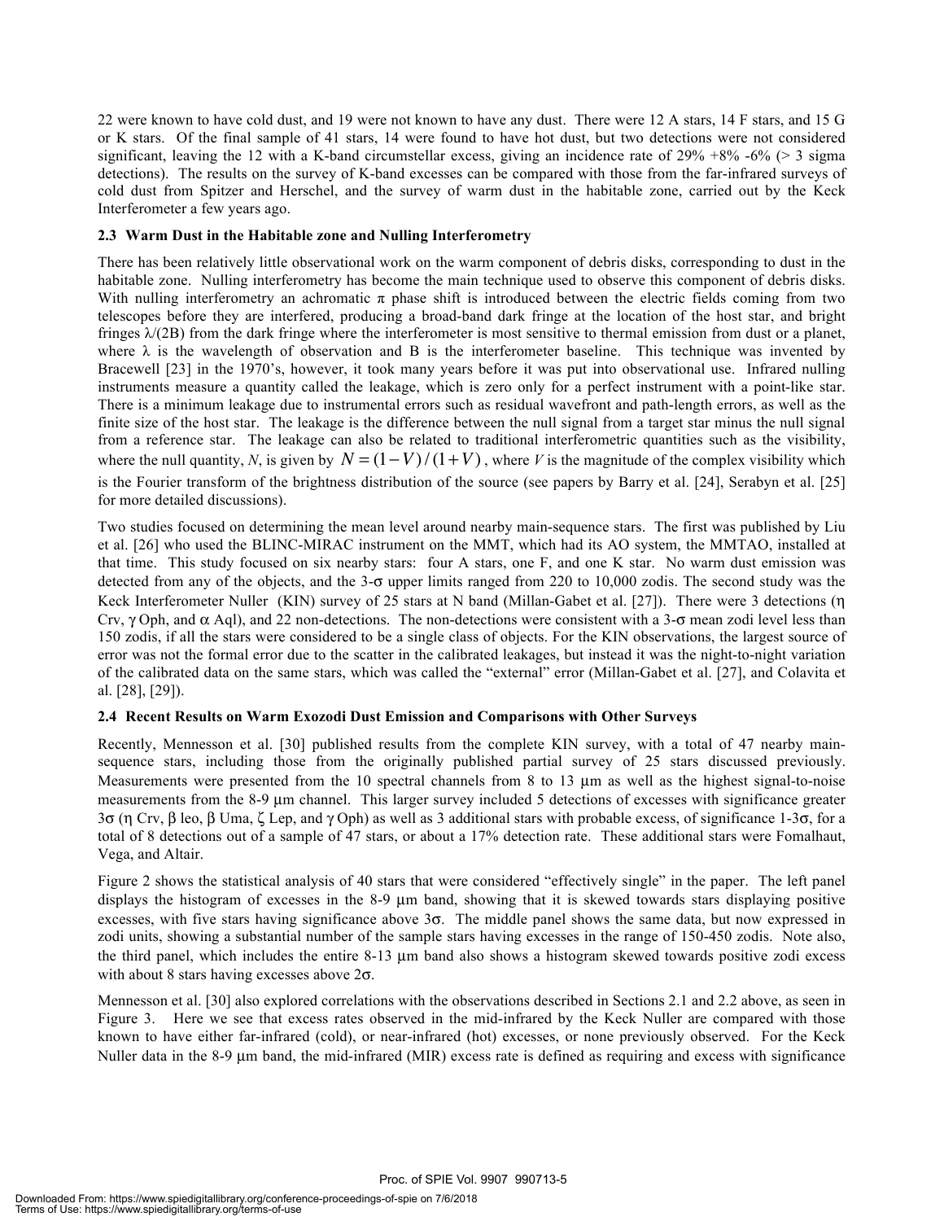22 were known to have cold dust, and 19 were not known to have any dust. There were 12 A stars, 14 F stars, and 15 G or K stars. Of the final sample of 41 stars, 14 were found to have hot dust, but two detections were not considered significant, leaving the 12 with a K-band circumstellar excess, giving an incidence rate of 29% +8% -6% (> 3 sigma detections). The results on the survey of K-band excesses can be compared with those from the far-infrared surveys of cold dust from Spitzer and Herschel, and the survey of warm dust in the habitable zone, carried out by the Keck Interferometer a few years ago.

### 2.3 Warm Dust in the Habitable zone and Nulling Interferometry

There has been relatively little observational work on the warm component of debris disks, corresponding to dust in the habitable zone. Nulling interferometry has become the main technique used to observe this component of debris disks. With nulling interferometry an achromatic π phase shift is introduced between the electric fields coming from two telescopes before they are interfered, producing a broad-band dark fringe at the location of the host star, and bright fringes λ/(2B) from the dark fringe where the interferometer is most sensitive to thermal emission from dust or a planet, where λ is the wavelength of observation and B is the interferometer baseline. This technique was invented by Bracewell [23] in the 1970's, however, it took many years before it was put into observational use. Infrared nulling instruments measure a quantity called the leakage, which is zero only for a perfect instrument with a point-like star. There is a minimum leakage due to instrumental errors such as residual wavefront and path-length errors, as well as the finite size of the host star. The leakage is the difference between the null signal from a target star minus the null signal from a reference star. The leakage can also be related to traditional interferometric quantities such as the visibility, where the null quantity, *N*, is given by $N = (1-V)/(1+V)$, where *V* is the magnitude of the complex visibility which is the Fourier transform of the brightness distribution of the source (see papers by Barry et al. [24], Serabyn et al. [25] for more detailed discussions).

Two studies focused on determining the mean level around nearby main-sequence stars. The first was published by Liu et al. [26] who used the BLINC-MIRAC instrument on the MMT, which had its AO system, the MMTAO, installed at that time. This study focused on six nearby stars: four A stars, one F, and one K star. No warm dust emission was detected from any of the objects, and the 3-σ upper limits ranged from 220 to 10,000 zodis. The second study was the Keck Interferometer Nuller (KIN) survey of 25 stars at N band (Millan-Gabet et al. [27]). There were 3 detections (η Crv, γ Oph, and α Aql), and 22 non-detections. The non-detections were consistent with a 3-σ mean zodi level less than 150 zodis, if all the stars were considered to be a single class of objects. For the KIN observations, the largest source of error was not the formal error due to the scatter in the calibrated leakages, but instead it was the night-to-night variation of the calibrated data on the same stars, which was called the "external" error (Millan-Gabet et al. [27], and Colavita et al. [28], [29]).

### 2.4 Recent Results on Warm Exozodi Dust Emission and Comparisons with Other Surveys

Recently, Mennesson et al. [30] published results from the complete KIN survey, with a total of 47 nearby main-sequence stars, including those from the originally published partial survey of 25 stars discussed previously. Measurements were presented from the 10 spectral channels from 8 to 13 μm as well as the highest signal-to-noise measurements from the 8-9 μm channel. This larger survey included 5 detections of excesses with significance greater 3σ (η Crv, β leo, β Uma, ζ Lep, and γ Oph) as well as 3 additional stars with probable excess, of significance 1-3σ, for a total of 8 detections out of a sample of 47 stars, or about a 17% detection rate. These additional stars were Fomalhaut, Vega, and Altair.

Figure 2 shows the statistical analysis of 40 stars that were considered "effectively single" in the paper. The left panel displays the histogram of excesses in the 8-9 μm band, showing that it is skewed towards stars displaying positive excesses, with five stars having significance above 3σ. The middle panel shows the same data, but now expressed in zodi units, showing a substantial number of the sample stars having excesses in the range of 150-450 zodis. Note also, the third panel, which includes the entire 8-13 μm band also shows a histogram skewed towards positive zodi excess with about 8 stars having excesses above 2σ.

Mennesson et al. [30] also explored correlations with the observations described in Sections 2.1 and 2.2 above, as seen in Figure 3. Here we see that excess rates observed in the mid-infrared by the Keck Nuller are compared with those known to have either far-infrared (cold), or near-infrared (hot) excesses, or none previously observed. For the Keck Nuller data in the 8-9 μm band, the mid-infrared (MIR) excess rate is defined as requiring and excess with significance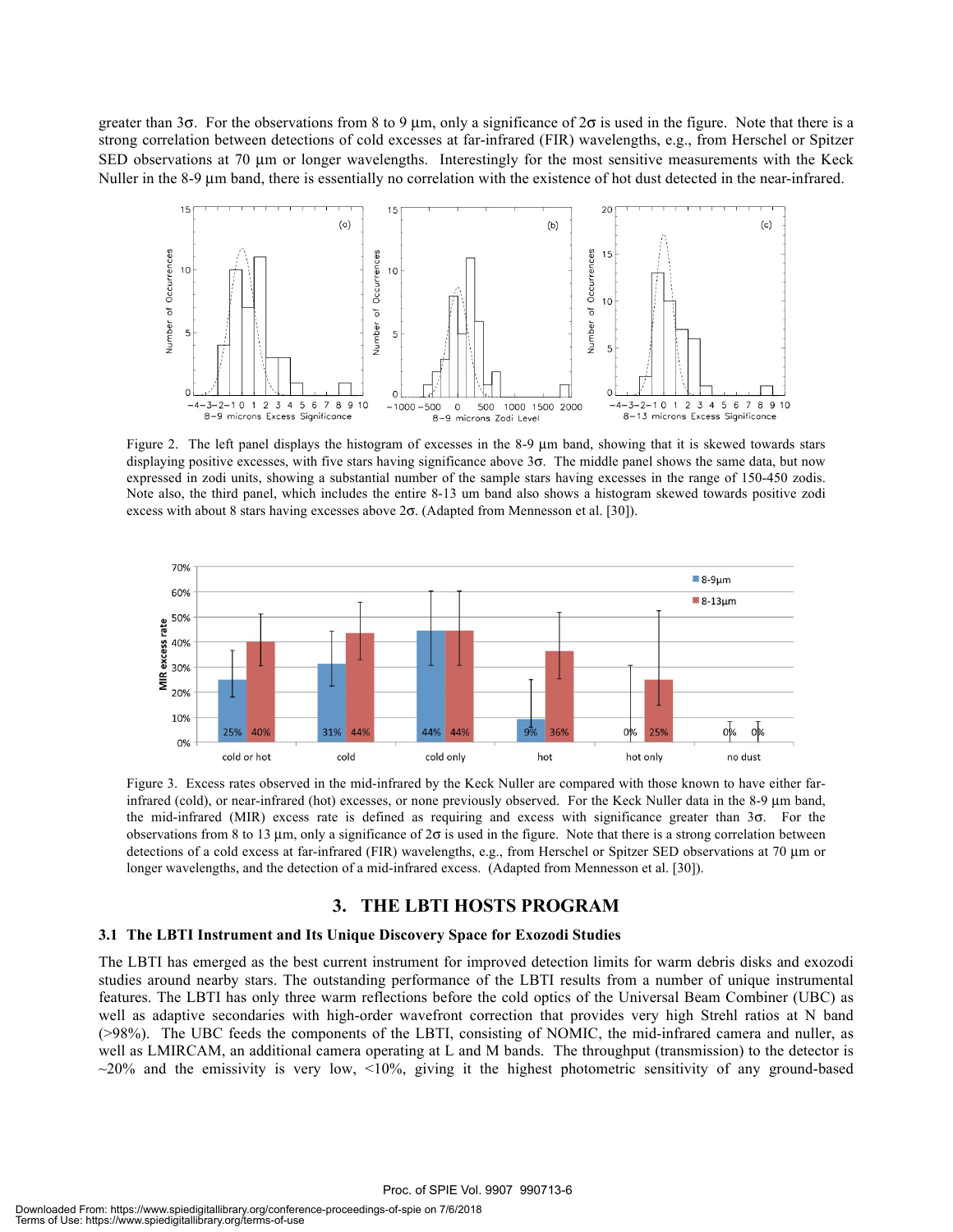greater than 3σ. For the observations from 8 to 9 µm, only a significance of 2σ is used in the figure. Note that there is a strong correlation between detections of cold excesses at far-infrared (FIR) wavelengths, e.g., from Herschel or Spitzer SED observations at 70 µm or longer wavelengths. Interestingly for the most sensitive measurements with the Keck Nuller in the 8-9 µm band, there is essentially no correlation with the existence of hot dust detected in the near-infrared.

Figure 2. The left panel displays the histogram of excesses in the 8-9 µm band, showing that it is skewed towards stars displaying positive excesses, with five stars having significance above 3σ. The middle panel shows the same data, but now expressed in zodi units, showing a substantial number of the sample stars having excesses in the range of 150-450 zodis. Note also, the third panel, which includes the entire 8-13 um band also shows a histogram skewed towards positive zodi excess with about 8 stars having excesses above 2σ. (Adapted from Mennesson et al. [30]).

Figure 3. Excess rates observed in the mid-infrared by the Keck Nuller are compared with those known to have either far-infrared (cold), or near-infrared (hot) excesses, or none previously observed. For the Keck Nuller data in the 8-9 µm band, the mid-infrared (MIR) excess rate is defined as requiring and excess with significance greater than 3σ. For the observations from 8 to 13 µm, only a significance of 2σ is used in the figure. Note that there is a strong correlation between detections of a cold excess at far-infrared (FIR) wavelengths, e.g., from Herschel or Spitzer SED observations at 70 µm or longer wavelengths, and the detection of a mid-infrared excess. (Adapted from Mennesson et al. [30]).

# 3. THE LBTI HOSTS PROGRAM

## 3.1 The LBTI Instrument and Its Unique Discovery Space for Exozodi Studies

The LBTI has emerged as the best current instrument for improved detection limits for warm debris disks and exozodi studies around nearby stars. The outstanding performance of the LBTI results from a number of unique instrumental features. The LBTI has only three warm reflections before the cold optics of the Universal Beam Combiner (UBC) as well as adaptive secondaries with high-order wavefront correction that provides very high Strehl ratios at N band (>98%). The UBC feeds the components of the LBTI, consisting of NOMIC, the mid-infrared camera and nuller, as well as LMIRCAM, an additional camera operating at L and M bands. The throughput (transmission) to the detector is ~20% and the emissivity is very low, <10%, giving it the highest photometric sensitivity of any ground-based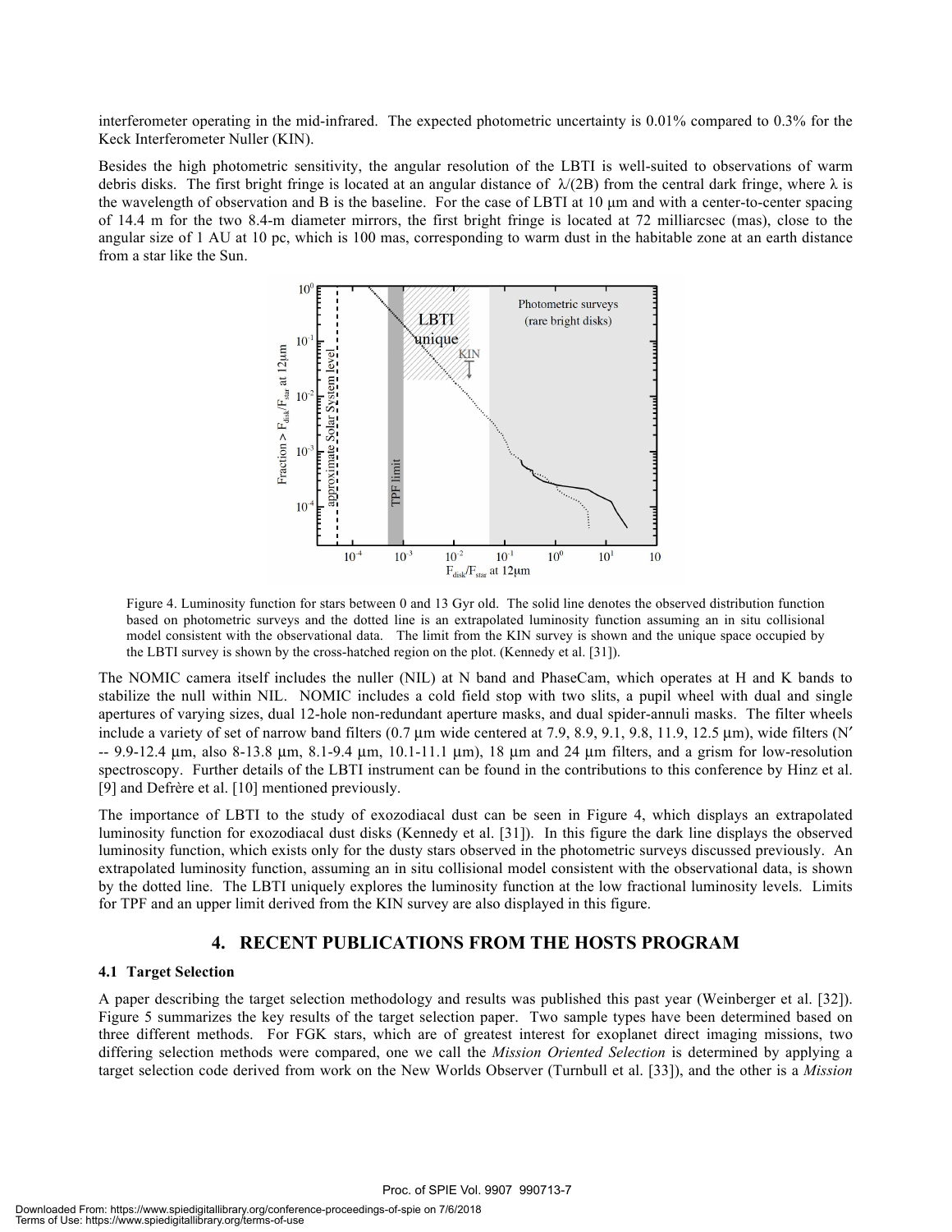interferometer operating in the mid-infrared. The expected photometric uncertainty is 0.01% compared to 0.3% for the Keck Interferometer Nuller (KIN).

Besides the high photometric sensitivity, the angular resolution of the LBTI is well-suited to observations of warm debris disks. The first bright fringe is located at an angular distance of $\lambda/(2B)$ from the central dark fringe, where $\lambda$ is the wavelength of observation and B is the baseline. For the case of LBTI at 10 µm and with a center-to-center spacing of 14.4 m for the two 8.4-m diameter mirrors, the first bright fringe is located at 72 milliarcsec (mas), close to the angular size of 1 AU at 10 pc, which is 100 mas, corresponding to warm dust in the habitable zone at an earth distance from a star like the Sun.

Figure 4. Luminosity function for stars between 0 and 13 Gyr old. The solid line denotes the observed distribution function based on photometric surveys and the dotted line is an extrapolated luminosity function assuming an in situ collisional model consistent with the observational data. The limit from the KIN survey is shown and the unique space occupied by the LBTI survey is shown by the cross-hatched region on the plot. (Kennedy et al. [31]).

The NOMIC camera itself includes the nuller (NIL) at N band and PhaseCam, which operates at H and K bands to stabilize the null within NIL. NOMIC includes a cold field stop with two slits, a pupil wheel with dual and single apertures of varying sizes, dual 12-hole non-redundant aperture masks, and dual spider-annuli masks. The filter wheels include a variety of set of narrow band filters (0.7 µm wide centered at 7.9, 8.9, 9.1, 9.8, 11.9, 12.5 µm), wide filters (N′ -- 9.9-12.4 µm, also 8-13.8 µm, 8.1-9.4 µm, 10.1-11.1 µm), 18 µm and 24 µm filters, and a grism for low-resolution spectroscopy. Further details of the LBTI instrument can be found in the contributions to this conference by Hinz et al. [9] and Defrère et al. [10] mentioned previously.

The importance of LBTI to the study of exozodiacal dust can be seen in Figure 4, which displays an extrapolated luminosity function for exozodiacal dust disks (Kennedy et al. [31]). In this figure the dark line displays the observed luminosity function, which exists only for the dusty stars observed in the photometric surveys discussed previously. An extrapolated luminosity function, assuming an in situ collisional model consistent with the observational data, is shown by the dotted line. The LBTI uniquely explores the luminosity function at the low fractional luminosity levels. Limits for TPF and an upper limit derived from the KIN survey are also displayed in this figure.

## 4. RECENT PUBLICATIONS FROM THE HOSTS PROGRAM

### 4.1 Target Selection

A paper describing the target selection methodology and results was published this past year (Weinberger et al. [32]). Figure 5 summarizes the key results of the target selection paper. Two sample types have been determined based on three different methods. For FGK stars, which are of greatest interest for exoplanet direct imaging missions, two differing selection methods were compared, one we call the *Mission Oriented Selection* is determined by applying a target selection code derived from work on the New Worlds Observer (Turnbull et al. [33]), and the other is a *Mission*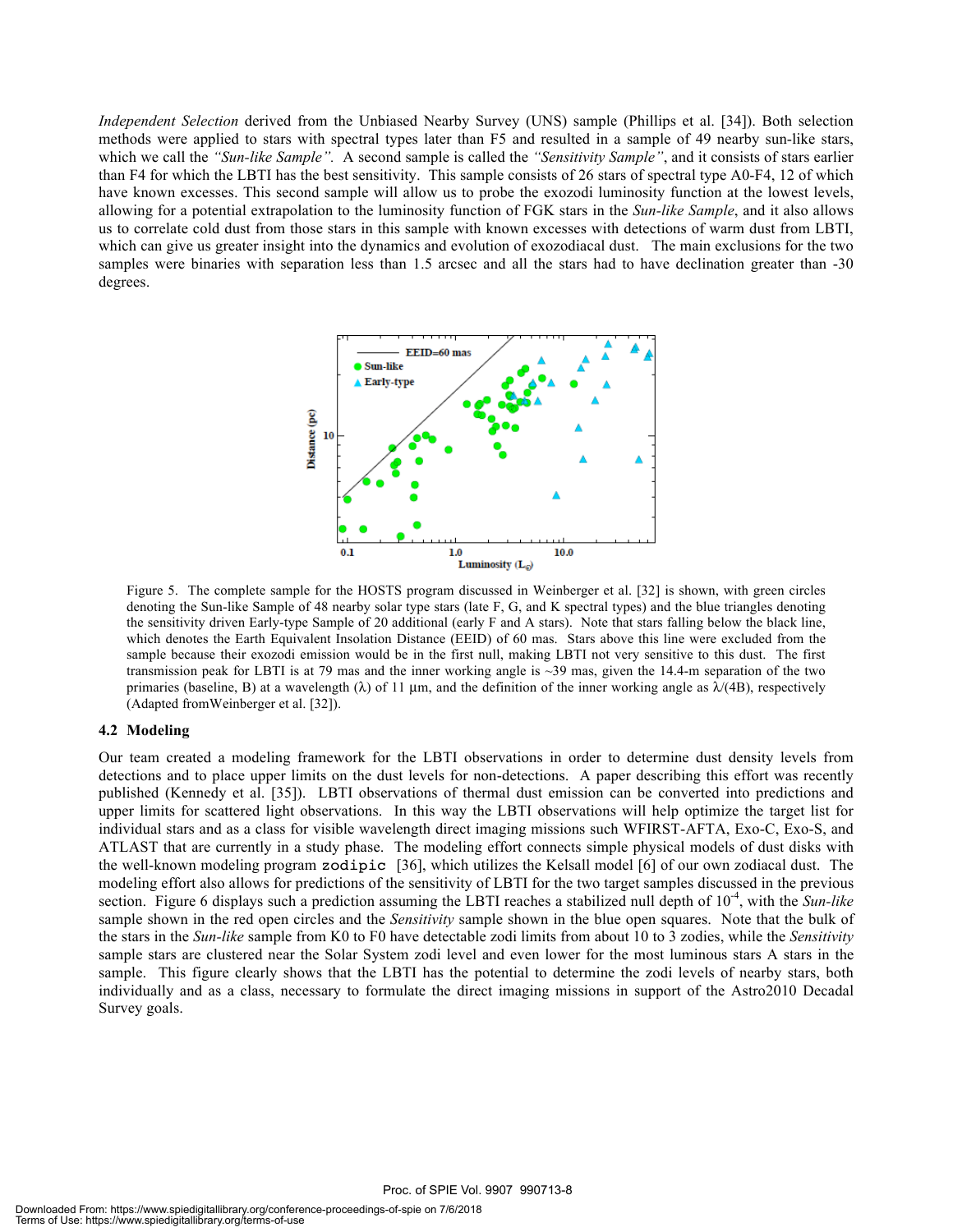*Independent Selection* derived from the Unbiased Nearby Survey (UNS) sample (Phillips et al. [34]). Both selection methods were applied to stars with spectral types later than F5 and resulted in a sample of 49 nearby sun-like stars, which we call the *"Sun-like Sample"*. A second sample is called the *"Sensitivity Sample"*, and it consists of stars earlier than F4 for which the LBTI has the best sensitivity. This sample consists of 26 stars of spectral type A0-F4, 12 of which have known excesses. This second sample will allow us to probe the exozodi luminosity function at the lowest levels, allowing for a potential extrapolation to the luminosity function of FGK stars in the *Sun-like Sample*, and it also allows us to correlate cold dust from those stars in this sample with known excesses with detections of warm dust from LBTI, which can give us greater insight into the dynamics and evolution of exozodiacal dust. The main exclusions for the two samples were binaries with separation less than 1.5 arcsec and all the stars had to have declination greater than -30 degrees.

Figure 5. The complete sample for the HOSTS program discussed in Weinberger et al. [32] is shown, with green circles denoting the Sun-like Sample of 48 nearby solar type stars (late F, G, and K spectral types) and the blue triangles denoting the sensitivity driven Early-type Sample of 20 additional (early F and A stars). Note that stars falling below the black line, which denotes the Earth Equivalent Insolation Distance (EEID) of 60 mas. Stars above this line were excluded from the sample because their exozodi emission would be in the first null, making LBTI not very sensitive to this dust. The first transmission peak for LBTI is at 79 mas and the inner working angle is ~39 mas, given the 14.4-m separation of the two primaries (baseline, B) at a wavelength ($\lambda$) of 11 µm, and the definition of the inner working angle as $\lambda/(4B)$, respectively (Adapted fromWeinberger et al. [32]).

### 4.2 Modeling

Our team created a modeling framework for the LBTI observations in order to determine dust density levels from detections and to place upper limits on the dust levels for non-detections. A paper describing this effort was recently published (Kennedy et al. [35]). LBTI observations of thermal dust emission can be converted into predictions and upper limits for scattered light observations. In this way the LBTI observations will help optimize the target list for individual stars and as a class for visible wavelength direct imaging missions such WFIRST-AFTA, Exo-C, Exo-S, and ATLAST that are currently in a study phase. The modeling effort connects simple physical models of dust disks with the well-known modeling program `zodipic` [36], which utilizes the Kelsall model [6] of our own zodiacal dust. The modeling effort also allows for predictions of the sensitivity of LBTI for the two target samples discussed in the previous section. Figure 6 displays such a prediction assuming the LBTI reaches a stabilized null depth of $10^{-4}$, with the *Sun-like* sample shown in the red open circles and the *Sensitivity* sample shown in the blue open squares. Note that the bulk of the stars in the *Sun-like* sample from K0 to F0 have detectable zodi limits from about 10 to 3 zodies, while the *Sensitivity* sample stars are clustered near the Solar System zodi level and even lower for the most luminous stars A stars in the sample. This figure clearly shows that the LBTI has the potential to determine the zodi levels of nearby stars, both individually and as a class, necessary to formulate the direct imaging missions in support of the Astro2010 Decadal Survey goals.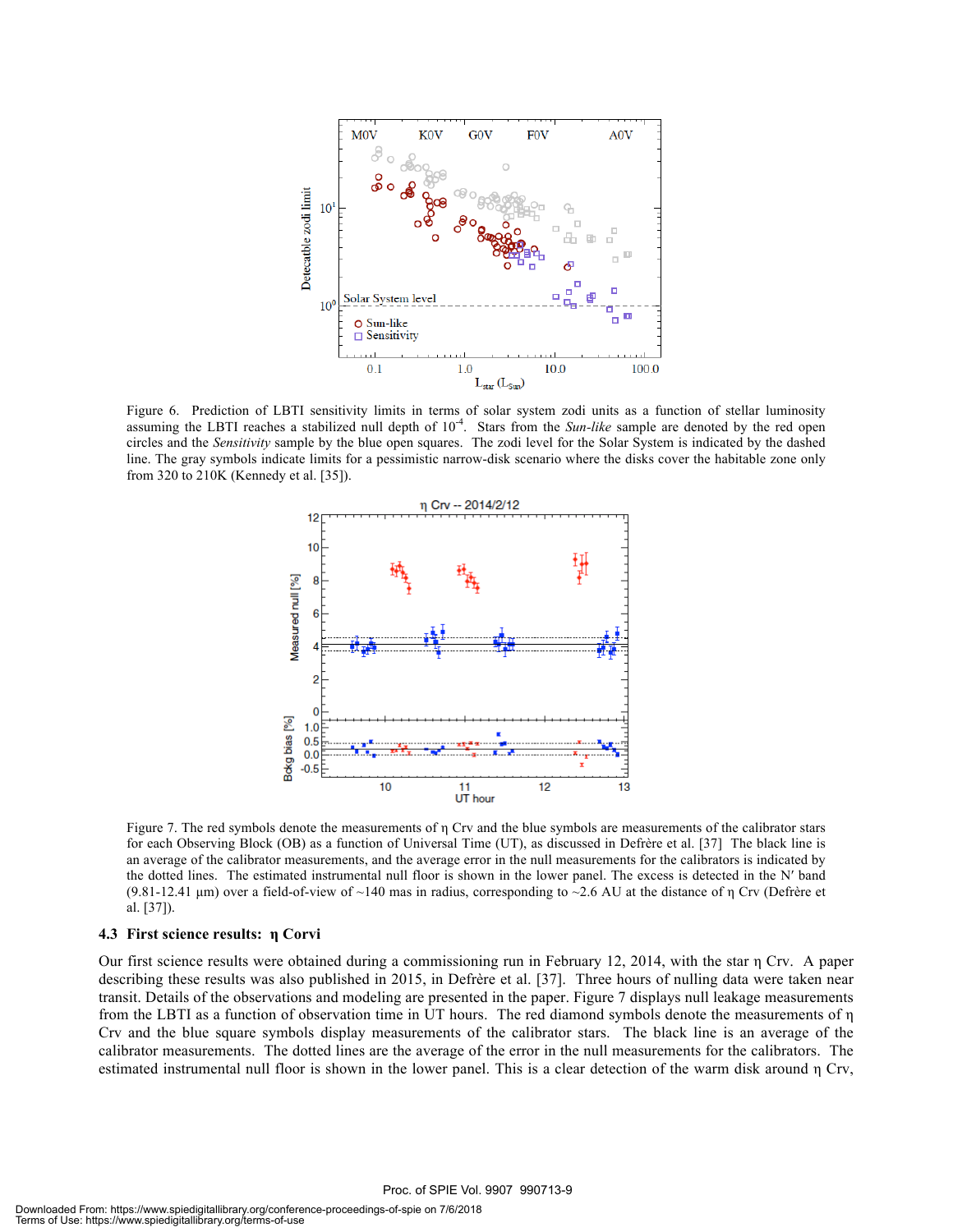Figure 6. Prediction of LBTI sensitivity limits in terms of solar system zodi units as a function of stellar luminosity assuming the LBTI reaches a stabilized null depth of $10^{-4}$. Stars from the *Sun-like* sample are denoted by the red open circles and the *Sensitivity* sample by the blue open squares. The zodi level for the Solar System is indicated by the dashed line. The gray symbols indicate limits for a pessimistic narrow-disk scenario where the disks cover the habitable zone only from 320 to 210K (Kennedy et al. [35]).

Figure 7. The red symbols denote the measurements of η Crv and the blue symbols are measurements of the calibrator stars for each Observing Block (OB) as a function of Universal Time (UT), as discussed in Defrère et al. [37] The black line is an average of the calibrator measurements, and the average error in the null measurements for the calibrators is indicated by the dotted lines. The estimated instrumental null floor is shown in the lower panel. The excess is detected in the N′ band (9.81-12.41 μm) over a field-of-view of ~140 mas in radius, corresponding to ~2.6 AU at the distance of η Crv (Defrère et al. [37]).

### 4.3 First science results: η Corvi

Our first science results were obtained during a commissioning run in February 12, 2014, with the star η Crv. A paper describing these results was also published in 2015, in Defrère et al. [37]. Three hours of nulling data were taken near transit. Details of the observations and modeling are presented in the paper. Figure 7 displays null leakage measurements from the LBTI as a function of observation time in UT hours. The red diamond symbols denote the measurements of η Crv and the blue square symbols display measurements of the calibrator stars. The black line is an average of the calibrator measurements. The dotted lines are the average of the error in the null measurements for the calibrators. The estimated instrumental null floor is shown in the lower panel. This is a clear detection of the warm disk around η Crv,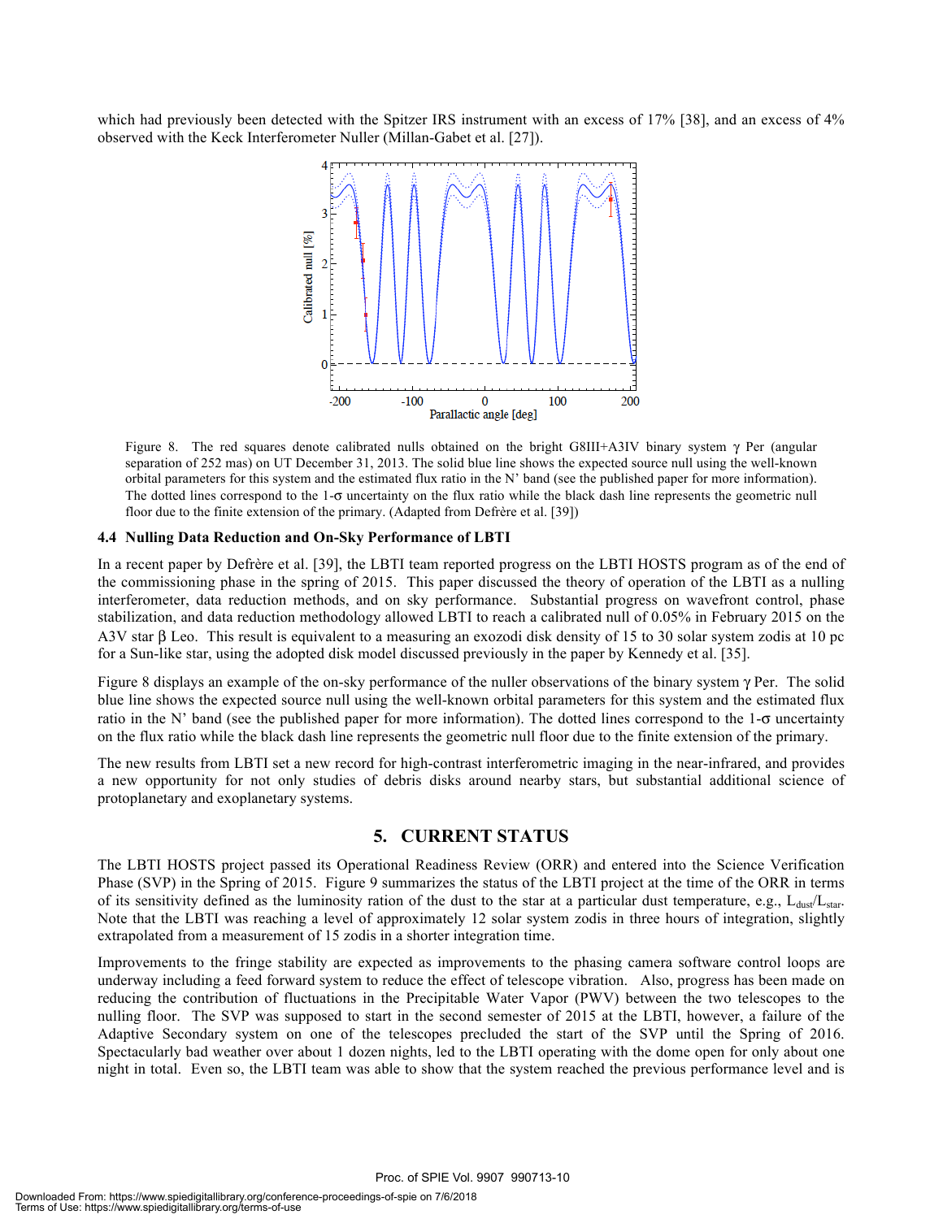which had previously been detected with the Spitzer IRS instrument with an excess of 17% [38], and an excess of 4% observed with the Keck Interferometer Nuller (Millan-Gabet et al. [27]).

Figure 8. The red squares denote calibrated nulls obtained on the bright G8III+A3IV binary system γ Per (angular separation of 252 mas) on UT December 31, 2013. The solid blue line shows the expected source null using the well-known orbital parameters for this system and the estimated flux ratio in the N' band (see the published paper for more information). The dotted lines correspond to the 1-σ uncertainty on the flux ratio while the black dash line represents the geometric null floor due to the finite extension of the primary. (Adapted from Defrère et al. [39])

### 4.4 Nulling Data Reduction and On-Sky Performance of LBTI

In a recent paper by Defrère et al. [39], the LBTI team reported progress on the LBTI HOSTS program as of the end of the commissioning phase in the spring of 2015. This paper discussed the theory of operation of the LBTI as a nulling interferometer, data reduction methods, and on sky performance. Substantial progress on wavefront control, phase stabilization, and data reduction methodology allowed LBTI to reach a calibrated null of 0.05% in February 2015 on the A3V star β Leo. This result is equivalent to a measuring an exozodi disk density of 15 to 30 solar system zodis at 10 pc for a Sun-like star, using the adopted disk model discussed previously in the paper by Kennedy et al. [35].

Figure 8 displays an example of the on-sky performance of the nuller observations of the binary system γ Per. The solid blue line shows the expected source null using the well-known orbital parameters for this system and the estimated flux ratio in the N' band (see the published paper for more information). The dotted lines correspond to the 1-σ uncertainty on the flux ratio while the black dash line represents the geometric null floor due to the finite extension of the primary.

The new results from LBTI set a new record for high-contrast interferometric imaging in the near-infrared, and provides a new opportunity for not only studies of debris disks around nearby stars, but substantial additional science of protoplanetary and exoplanetary systems.

## 5. CURRENT STATUS

The LBTI HOSTS project passed its Operational Readiness Review (ORR) and entered into the Science Verification Phase (SVP) in the Spring of 2015. Figure 9 summarizes the status of the LBTI project at the time of the ORR in terms of its sensitivity defined as the luminosity ration of the dust to the star at a particular dust temperature, e.g., $L_{dust}/L_{star}$. Note that the LBTI was reaching a level of approximately 12 solar system zodis in three hours of integration, slightly extrapolated from a measurement of 15 zodis in a shorter integration time.

Improvements to the fringe stability are expected as improvements to the phasing camera software control loops are underway including a feed forward system to reduce the effect of telescope vibration. Also, progress has been made on reducing the contribution of fluctuations in the Precipitable Water Vapor (PWV) between the two telescopes to the nulling floor. The SVP was supposed to start in the second semester of 2015 at the LBTI, however, a failure of the Adaptive Secondary system on one of the telescopes precluded the start of the SVP until the Spring of 2016. Spectacularly bad weather over about 1 dozen nights, led to the LBTI operating with the dome open for only about one night in total. Even so, the LBTI team was able to show that the system reached the previous performance level and is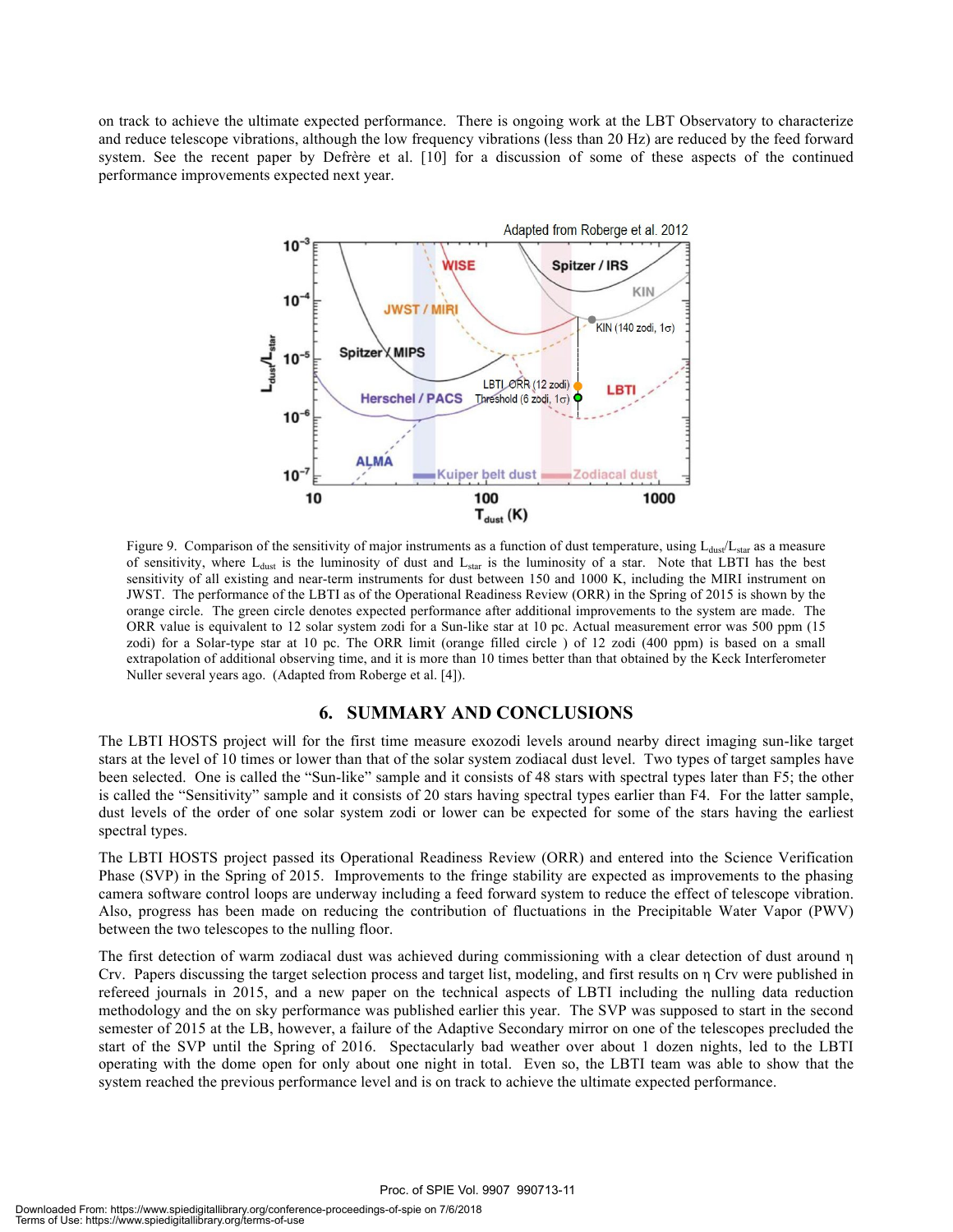on track to achieve the ultimate expected performance. There is ongoing work at the LBT Observatory to characterize and reduce telescope vibrations, although the low frequency vibrations (less than 20 Hz) are reduced by the feed forward system. See the recent paper by Defrère et al. [10] for a discussion of some of these aspects of the continued performance improvements expected next year.

Figure 9. Comparison of the sensitivity of major instruments as a function of dust temperature, using $L_{dust}/L_{star}$ as a measure of sensitivity, where $L_{dust}$ is the luminosity of dust and $L_{star}$ is the luminosity of a star. Note that LBTI has the best sensitivity of all existing and near-term instruments for dust between 150 and 1000 K, including the MIRI instrument on JWST. The performance of the LBTI as of the Operational Readiness Review (ORR) in the Spring of 2015 is shown by the orange circle. The green circle denotes expected performance after additional improvements to the system are made. The ORR value is equivalent to 12 solar system zodi for a Sun-like star at 10 pc. Actual measurement error was 500 ppm (15 zodi) for a Solar-type star at 10 pc. The ORR limit (orange filled circle ) of 12 zodi (400 ppm) is based on a small extrapolation of additional observing time, and it is more than 10 times better than that obtained by the Keck Interferometer Nuller several years ago. (Adapted from Roberge et al. [4]).

## 6. SUMMARY AND CONCLUSIONS

The LBTI HOSTS project will for the first time measure exozodi levels around nearby direct imaging sun-like target stars at the level of 10 times or lower than that of the solar system zodiacal dust level. Two types of target samples have been selected. One is called the "Sun-like" sample and it consists of 48 stars with spectral types later than F5; the other is called the "Sensitivity" sample and it consists of 20 stars having spectral types earlier than F4. For the latter sample, dust levels of the order of one solar system zodi or lower can be expected for some of the stars having the earliest spectral types.

The LBTI HOSTS project passed its Operational Readiness Review (ORR) and entered into the Science Verification Phase (SVP) in the Spring of 2015. Improvements to the fringe stability are expected as improvements to the phasing camera software control loops are underway including a feed forward system to reduce the effect of telescope vibration. Also, progress has been made on reducing the contribution of fluctuations in the Precipitable Water Vapor (PWV) between the two telescopes to the nulling floor.

The first detection of warm zodiacal dust was achieved during commissioning with a clear detection of dust around η Crv. Papers discussing the target selection process and target list, modeling, and first results on η Crv were published in refereed journals in 2015, and a new paper on the technical aspects of LBTI including the nulling data reduction methodology and the on sky performance was published earlier this year. The SVP was supposed to start in the second semester of 2015 at the LB, however, a failure of the Adaptive Secondary mirror on one of the telescopes precluded the start of the SVP until the Spring of 2016. Spectacularly bad weather over about 1 dozen nights, led to the LBTI operating with the dome open for only about one night in total. Even so, the LBTI team was able to show that the system reached the previous performance level and is on track to achieve the ultimate expected performance.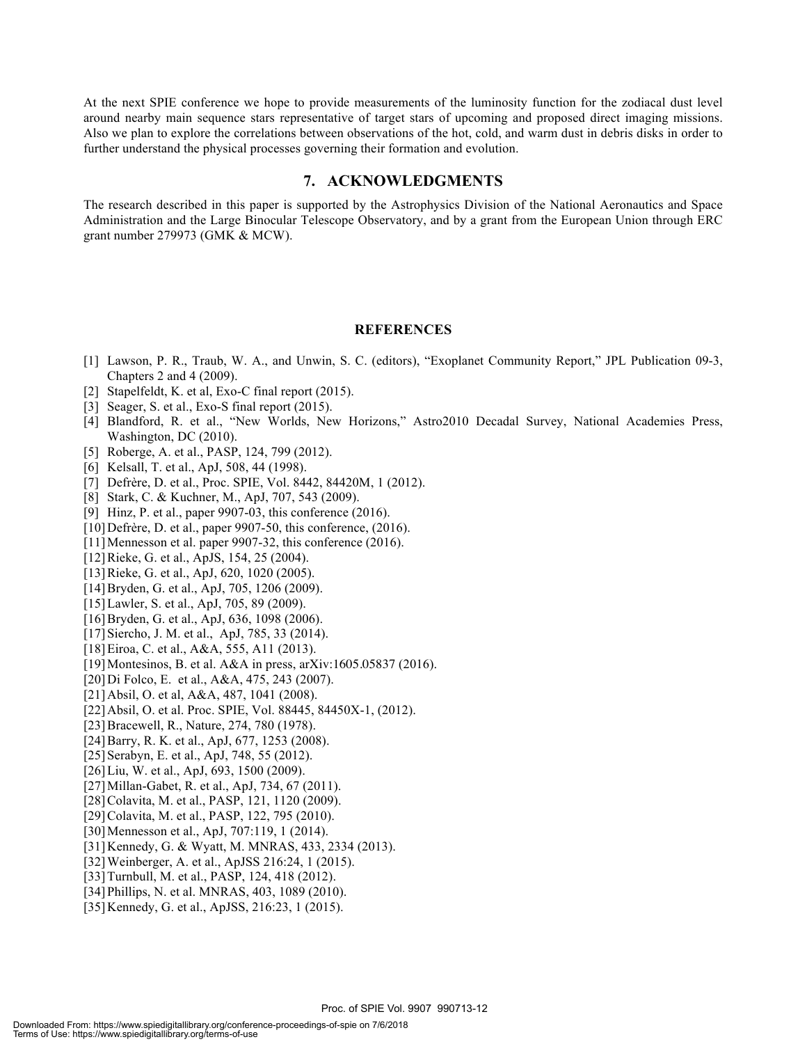At the next SPIE conference we hope to provide measurements of the luminosity function for the zodiacal dust level around nearby main sequence stars representative of target stars of upcoming and proposed direct imaging missions. Also we plan to explore the correlations between observations of the hot, cold, and warm dust in debris disks in order to further understand the physical processes governing their formation and evolution.

## 7. ACKNOWLEDGMENTS

The research described in this paper is supported by the Astrophysics Division of the National Aeronautics and Space Administration and the Large Binocular Telescope Observatory, and by a grant from the European Union through ERC grant number 279973 (GMK & MCW).

## REFERENCES

[1] Lawson, P. R., Traub, W. A., and Unwin, S. C. (editors), "Exoplanet Community Report," JPL Publication 09-3, Chapters 2 and 4 (2009).
[2] Stapelfeldt, K. et al, Exo-C final report (2015).
[3] Seager, S. et al., Exo-S final report (2015).
[4] Blandford, R. et al., "New Worlds, New Horizons," Astro2010 Decadal Survey, National Academies Press, Washington, DC (2010).
[5] Roberge, A. et al., PASP, 124, 799 (2012).
[6] Kelsall, T. et al., ApJ, 508, 44 (1998).
[7] Defrère, D. et al., Proc. SPIE, Vol. 8442, 84420M, 1 (2012).
[8] Stark, C. & Kuchner, M., ApJ, 707, 543 (2009).
[9] Hinz, P. et al., paper 9907-03, this conference (2016).
[10] Defrère, D. et al., paper 9907-50, this conference, (2016).
[11] Mennesson et al. paper 9907-32, this conference (2016).
[12] Rieke, G. et al., ApJS, 154, 25 (2004).
[13] Rieke, G. et al., ApJ, 620, 1020 (2005).
[14] Bryden, G. et al., ApJ, 705, 1206 (2009).
[15] Lawler, S. et al., ApJ, 705, 89 (2009).
[16] Bryden, G. et al., ApJ, 636, 1098 (2006).
[17] Siercho, J. M. et al., ApJ, 785, 33 (2014).
[18] Eiroa, C. et al., A&A, 555, A11 (2013).
[19] Montesinos, B. et al. A&A in press, arXiv:1605.05837 (2016).
[20] Di Folco, E. et al., A&A, 475, 243 (2007).
[21] Absil, O. et al, A&A, 487, 1041 (2008).
[22] Absil, O. et al. Proc. SPIE, Vol. 88445, 84450X-1, (2012).
[23] Bracewell, R., Nature, 274, 780 (1978).
[24] Barry, R. K. et al., ApJ, 677, 1253 (2008).
[25] Serabyn, E. et al., ApJ, 748, 55 (2012).
[26] Liu, W. et al., ApJ, 693, 1500 (2009).
[27] Millan-Gabet, R. et al., ApJ, 734, 67 (2011).
[28] Colavita, M. et al., PASP, 121, 1120 (2009).
[29] Colavita, M. et al., PASP, 122, 795 (2010).
[30] Mennesson et al., ApJ, 707:119, 1 (2014).
[31] Kennedy, G. & Wyatt, M. MNRAS, 433, 2334 (2013).
[32] Weinberger, A. et al., ApJSS 216:24, 1 (2015).
[33] Turnbull, M. et al., PASP, 124, 418 (2012).
[34] Phillips, N. et al. MNRAS, 403, 1089 (2010).
[35] Kennedy, G. et al., ApJSS, 216:23, 1 (2015).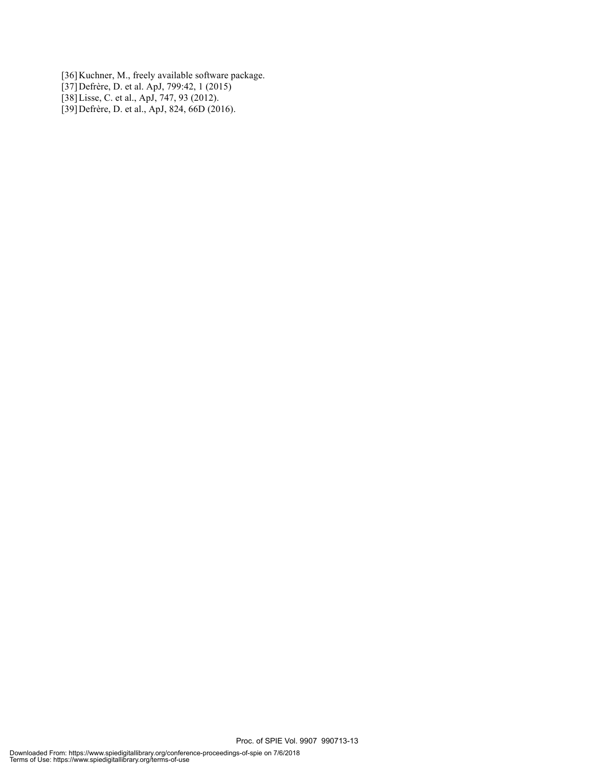[36] Kuchner, M., freely available software package.
[37] Defrère, D. et al. ApJ, 799:42, 1 (2015)
[38] Lisse, C. et al., ApJ, 747, 93 (2012).
[39] Defrère, D. et al., ApJ, 824, 66D (2016).